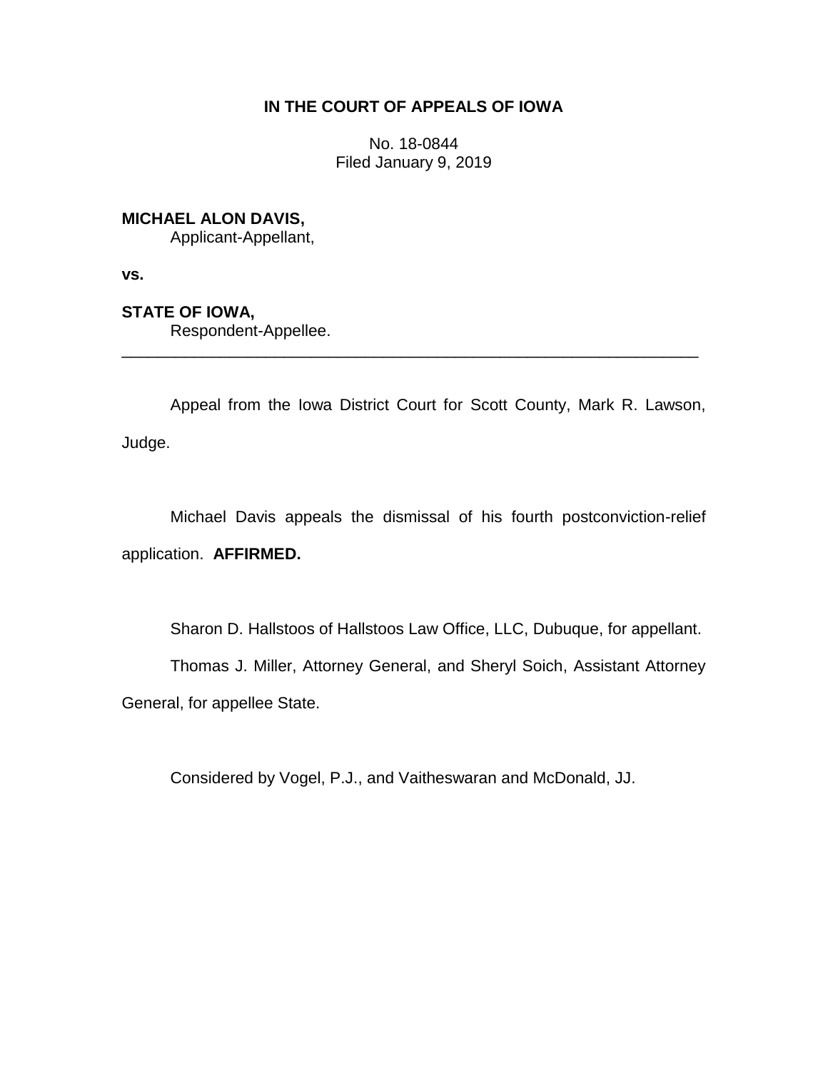**IN THE COURT OF APPEALS OF IOWA**

No. 18-0844
Filed January 9, 2019

**MICHAEL ALON DAVIS,**
Applicant-Appellant,

**vs.**

**STATE OF IOWA,**
Respondent-Appellee.

---

Appeal from the Iowa District Court for Scott County, Mark R. Lawson, Judge.

Michael Davis appeals the dismissal of his fourth postconviction-relief application. **AFFIRMED.**

Sharon D. Hallstoos of Hallstoos Law Office, LLC, Dubuque, for appellant.

Thomas J. Miller, Attorney General, and Sheryl Soich, Assistant Attorney General, for appellee State.

Considered by Vogel, P.J., and Vaitheswaran and McDonald, JJ.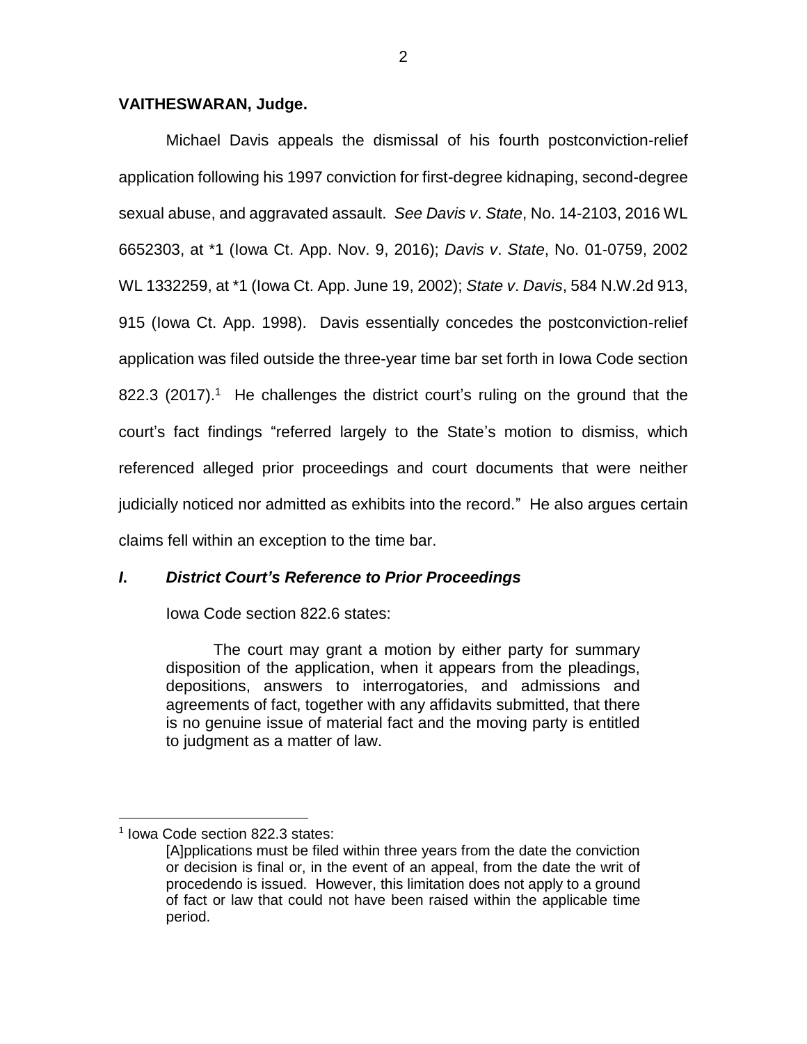**VAITHESWARAN, Judge.**

Michael Davis appeals the dismissal of his fourth postconviction-relief application following his 1997 conviction for first-degree kidnaping, second-degree sexual abuse, and aggravated assault. *See Davis v. State*, No. 14-2103, 2016 WL 6652303, at *1 (Iowa Ct. App. Nov. 9, 2016); *Davis v. State*, No. 01-0759, 2002 WL 1332259, at *1 (Iowa Ct. App. June 19, 2002); *State v. Davis*, 584 N.W.2d 913, 915 (Iowa Ct. App. 1998). Davis essentially concedes the postconviction-relief application was filed outside the three-year time bar set forth in Iowa Code section 822.3 (2017).[1] He challenges the district court's ruling on the ground that the court's fact findings "referred largely to the State's motion to dismiss, which referenced alleged prior proceedings and court documents that were neither judicially noticed nor admitted as exhibits into the record." He also argues certain claims fell within an exception to the time bar.

## *I. District Court's Reference to Prior Proceedings*

Iowa Code section 822.6 states:

> The court may grant a motion by either party for summary disposition of the application, when it appears from the pleadings, depositions, answers to interrogatories, and admissions and agreements of fact, together with any affidavits submitted, that there is no genuine issue of material fact and the moving party is entitled to judgment as a matter of law.

---

[1] Iowa Code section 822.3 states:

> [A]pplications must be filed within three years from the date the conviction or decision is final or, in the event of an appeal, from the date the writ of procedendo is issued. However, this limitation does not apply to a ground of fact or law that could not have been raised within the applicable time period.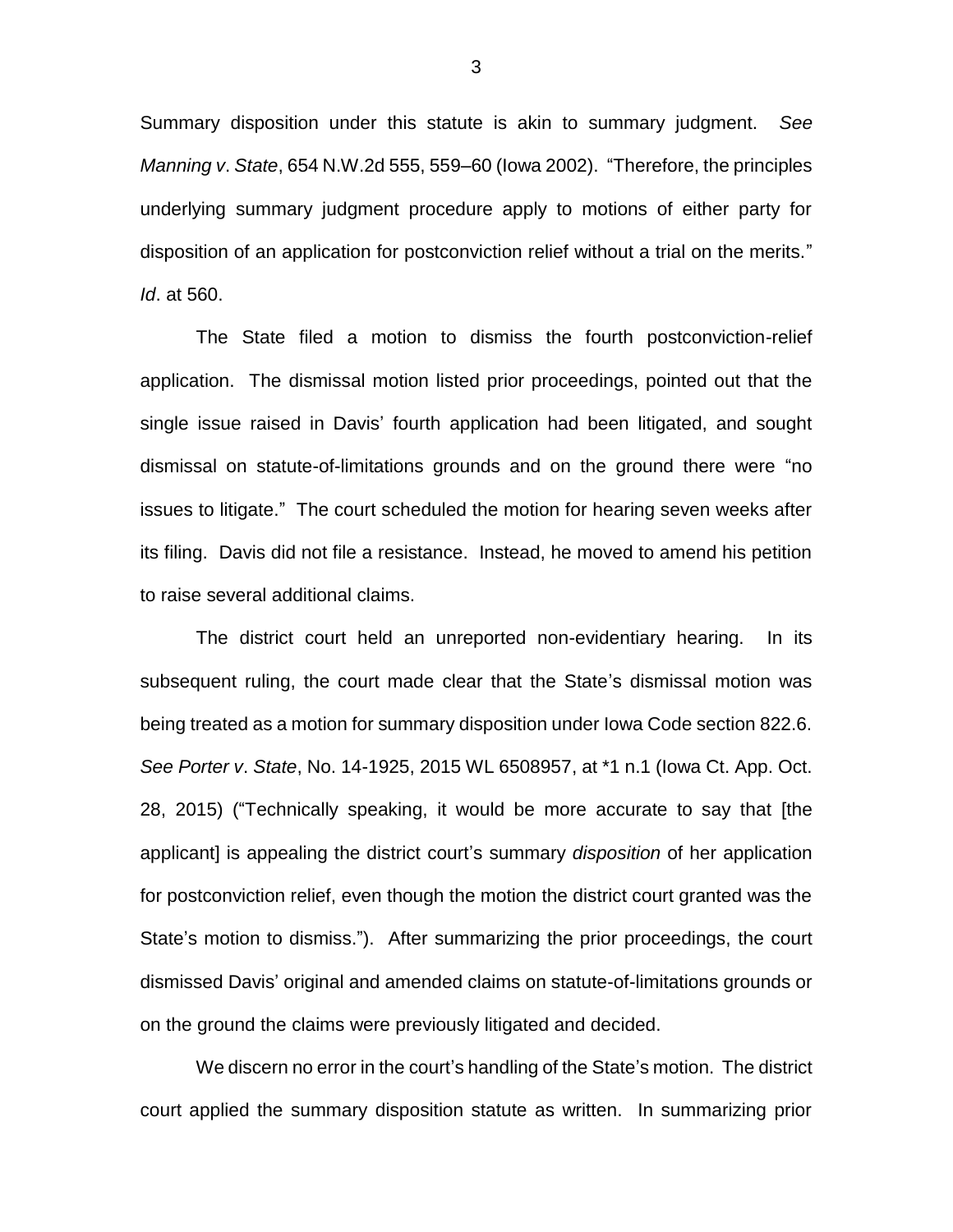Summary disposition under this statute is akin to summary judgment. *See Manning v. State*, 654 N.W.2d 555, 559–60 (Iowa 2002). "Therefore, the principles underlying summary judgment procedure apply to motions of either party for disposition of an application for postconviction relief without a trial on the merits." *Id*. at 560.

The State filed a motion to dismiss the fourth postconviction-relief application. The dismissal motion listed prior proceedings, pointed out that the single issue raised in Davis' fourth application had been litigated, and sought dismissal on statute-of-limitations grounds and on the ground there were "no issues to litigate." The court scheduled the motion for hearing seven weeks after its filing. Davis did not file a resistance. Instead, he moved to amend his petition to raise several additional claims.

The district court held an unreported non-evidentiary hearing. In its subsequent ruling, the court made clear that the State's dismissal motion was being treated as a motion for summary disposition under Iowa Code section 822.6. *See Porter v. State*, No. 14-1925, 2015 WL 6508957, at *1 n.1 (Iowa Ct. App. Oct. 28, 2015) ("Technically speaking, it would be more accurate to say that [the applicant] is appealing the district court's summary *disposition* of her application for postconviction relief, even though the motion the district court granted was the State's motion to dismiss."). After summarizing the prior proceedings, the court dismissed Davis' original and amended claims on statute-of-limitations grounds or on the ground the claims were previously litigated and decided.

We discern no error in the court's handling of the State's motion. The district court applied the summary disposition statute as written. In summarizing prior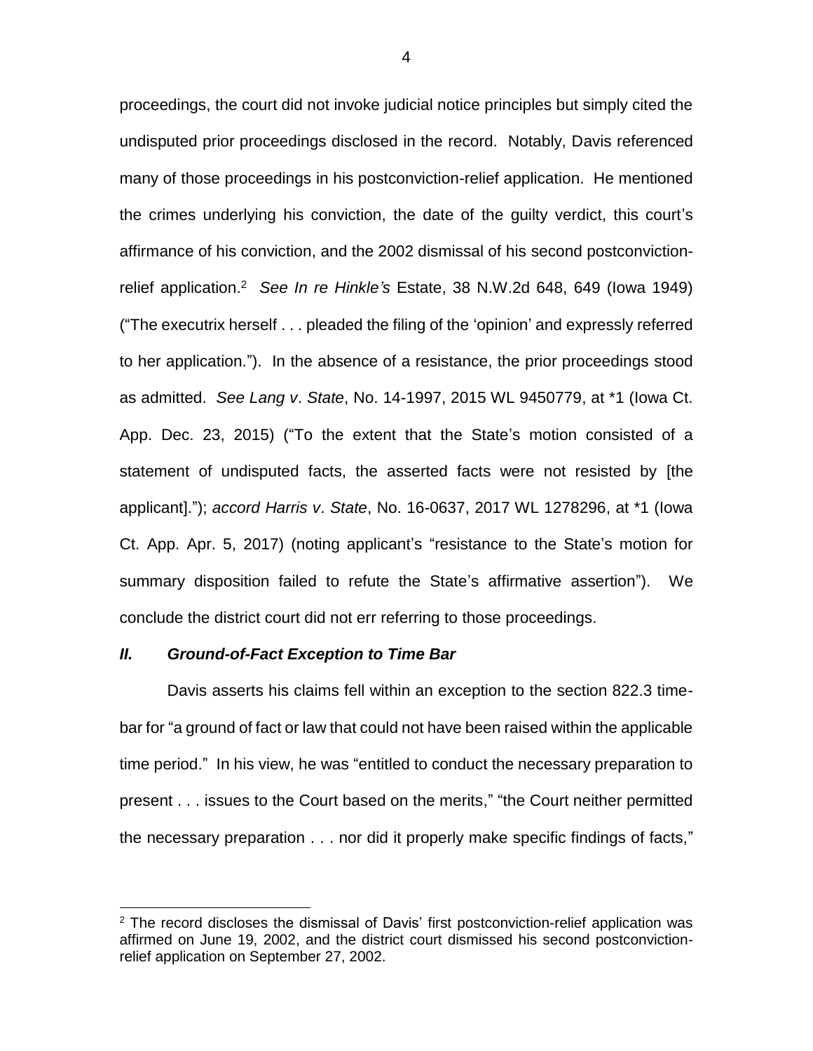proceedings, the court did not invoke judicial notice principles but simply cited the undisputed prior proceedings disclosed in the record. Notably, Davis referenced many of those proceedings in his postconviction-relief application. He mentioned the crimes underlying his conviction, the date of the guilty verdict, this court's affirmance of his conviction, and the 2002 dismissal of his second postconviction-relief application.[2] *See In re Hinkle's* Estate, 38 N.W.2d 648, 649 (Iowa 1949) ("The executrix herself . . . pleaded the filing of the 'opinion' and expressly referred to her application."). In the absence of a resistance, the prior proceedings stood as admitted. *See Lang v. State*, No. 14-1997, 2015 WL 9450779, at *1 (Iowa Ct. App. Dec. 23, 2015) ("To the extent that the State's motion consisted of a statement of undisputed facts, the asserted facts were not resisted by [the applicant]."); *accord Harris v. State*, No. 16-0637, 2017 WL 1278296, at *1 (Iowa Ct. App. Apr. 5, 2017) (noting applicant's "resistance to the State's motion for summary disposition failed to refute the State's affirmative assertion"). We conclude the district court did not err referring to those proceedings.

## *II. Ground-of-Fact Exception to Time Bar*

Davis asserts his claims fell within an exception to the section 822.3 time-bar for "a ground of fact or law that could not have been raised within the applicable time period." In his view, he was "entitled to conduct the necessary preparation to present . . . issues to the Court based on the merits," "the Court neither permitted the necessary preparation . . . nor did it properly make specific findings of facts,"

---

[2] The record discloses the dismissal of Davis' first postconviction-relief application was affirmed on June 19, 2002, and the district court dismissed his second postconviction-relief application on September 27, 2002.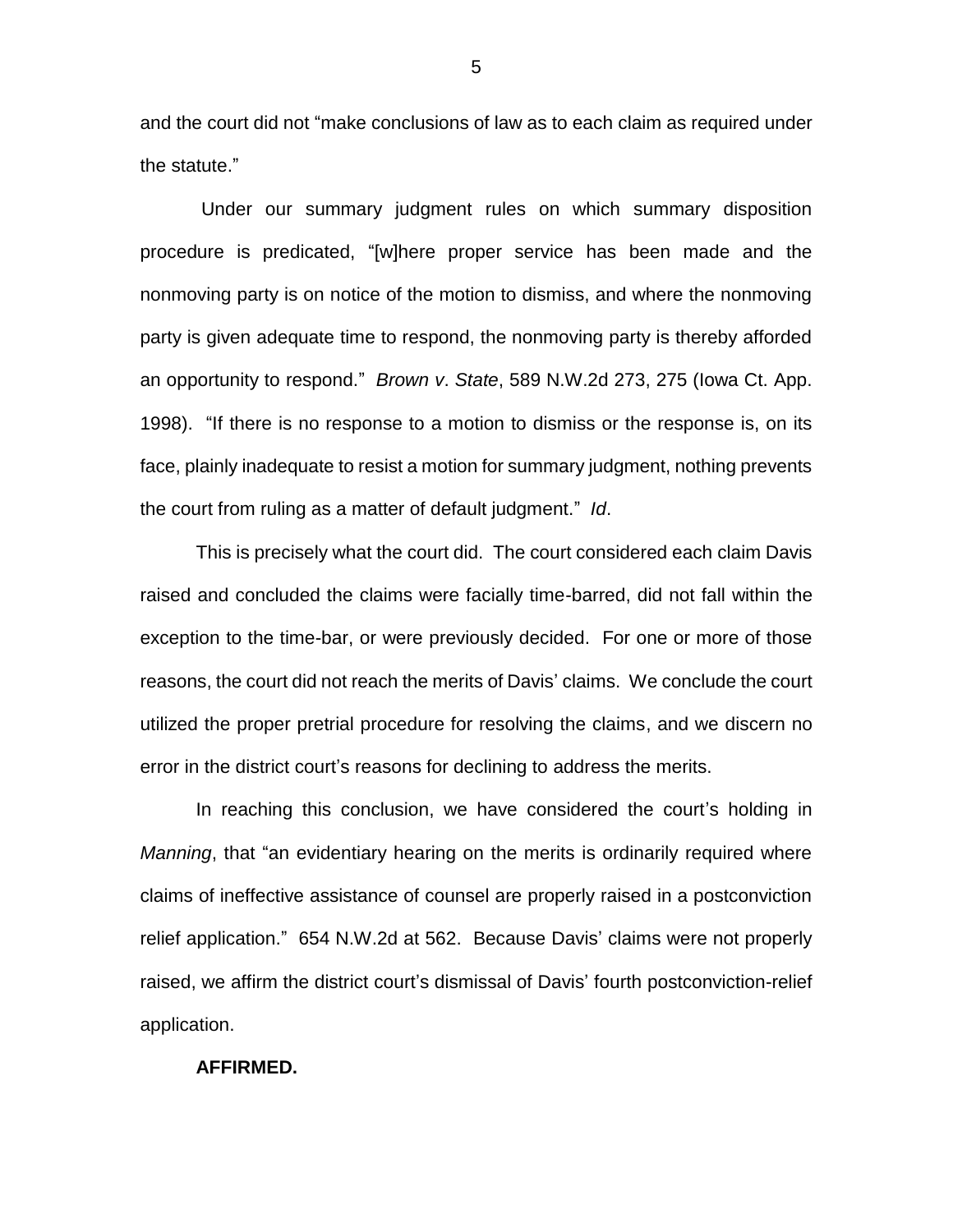and the court did not "make conclusions of law as to each claim as required under the statute."

Under our summary judgment rules on which summary disposition procedure is predicated, "[w]here proper service has been made and the nonmoving party is on notice of the motion to dismiss, and where the nonmoving party is given adequate time to respond, the nonmoving party is thereby afforded an opportunity to respond." *Brown v. State*, 589 N.W.2d 273, 275 (Iowa Ct. App. 1998). "If there is no response to a motion to dismiss or the response is, on its face, plainly inadequate to resist a motion for summary judgment, nothing prevents the court from ruling as a matter of default judgment." *Id*.

This is precisely what the court did. The court considered each claim Davis raised and concluded the claims were facially time-barred, did not fall within the exception to the time-bar, or were previously decided. For one or more of those reasons, the court did not reach the merits of Davis' claims. We conclude the court utilized the proper pretrial procedure for resolving the claims, and we discern no error in the district court's reasons for declining to address the merits.

In reaching this conclusion, we have considered the court's holding in *Manning*, that "an evidentiary hearing on the merits is ordinarily required where claims of ineffective assistance of counsel are properly raised in a postconviction relief application." 654 N.W.2d at 562. Because Davis' claims were not properly raised, we affirm the district court's dismissal of Davis' fourth postconviction-relief application.

**AFFIRMED.**